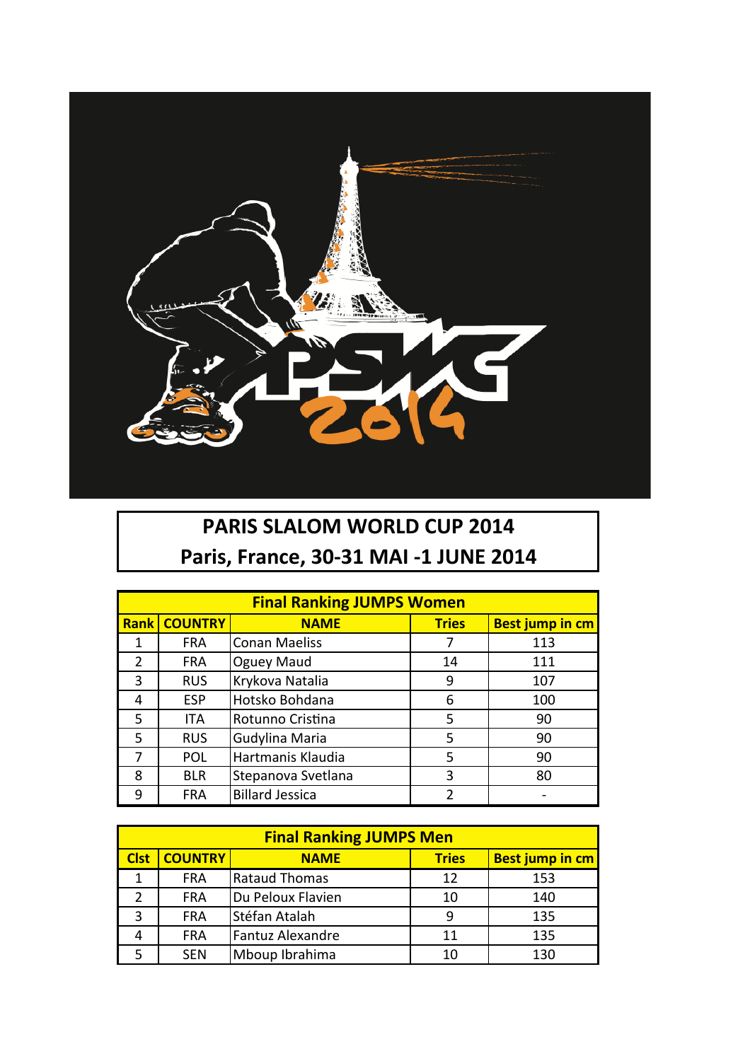# PARIS SLALOM WORLD CUP 2014

## Paris, France, 30-31 MAI -1 JUNE 2014

| Final Ranking JUMPS Women | | | | |
|---|---|---|---|---|
| **Rank** | **COUNTRY** | **NAME** | **Tries** | **Best jump in cm** |
| 1 | FRA | Conan Maeliss | 7 | 113 |
| 2 | FRA | Oguey Maud | 14 | 111 |
| 3 | RUS | Krykova Natalia | 9 | 107 |
| 4 | ESP | Hotsko Bohdana | 6 | 100 |
| 5 | ITA | Rotunno Cristina | 5 | 90 |
| 5 | RUS | Gudylina Maria | 5 | 90 |
| 7 | POL | Hartmanis Klaudia | 5 | 90 |
| 8 | BLR | Stepanova Svetlana | 3 | 80 |
| 9 | FRA | Billard Jessica | 2 | - |

| Final Ranking JUMPS Men | | | | |
|---|---|---|---|---|
| **Clst** | **COUNTRY** | **NAME** | **Tries** | **Best jump in cm** |
| 1 | FRA | Rataud Thomas | 12 | 153 |
| 2 | FRA | Du Peloux Flavien | 10 | 140 |
| 3 | FRA | Stéfan Atalah | 9 | 135 |
| 4 | FRA | Fantuz Alexandre | 11 | 135 |
| 5 | SEN | Mboup Ibrahima | 10 | 130 |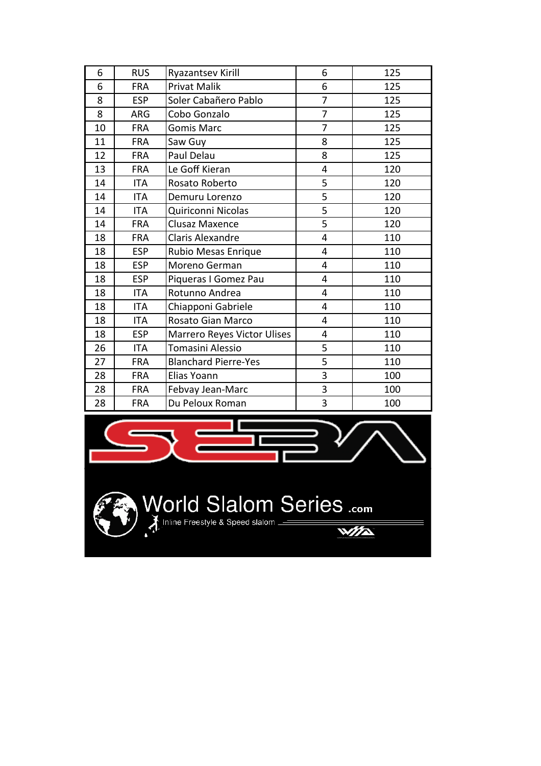| | | | | |
|---|---|---|---|---|
| 6 | RUS | Ryazantsev Kirill | 6 | 125 |
| 6 | FRA | Privat Malik | 6 | 125 |
| 8 | ESP | Soler Cabañero Pablo | 7 | 125 |
| 8 | ARG | Cobo Gonzalo | 7 | 125 |
| 10 | FRA | Gomis Marc | 7 | 125 |
| 11 | FRA | Saw Guy | 8 | 125 |
| 12 | FRA | Paul Delau | 8 | 125 |
| 13 | FRA | Le Goff Kieran | 4 | 120 |
| 14 | ITA | Rosato Roberto | 5 | 120 |
| 14 | ITA | Demuru Lorenzo | 5 | 120 |
| 14 | ITA | Quiriconni Nicolas | 5 | 120 |
| 14 | FRA | Clusaz Maxence | 5 | 120 |
| 18 | FRA | Claris Alexandre | 4 | 110 |
| 18 | ESP | Rubio Mesas Enrique | 4 | 110 |
| 18 | ESP | Moreno German | 4 | 110 |
| 18 | ESP | Piqueras I Gomez Pau | 4 | 110 |
| 18 | ITA | Rotunno Andrea | 4 | 110 |
| 18 | ITA | Chiapponi Gabriele | 4 | 110 |
| 18 | ITA | Rosato Gian Marco | 4 | 110 |
| 18 | ESP | Marrero Reyes Victor Ulises | 4 | 110 |
| 26 | ITA | Tomasini Alessio | 5 | 110 |
| 27 | FRA | Blanchard Pierre-Yes | 5 | 110 |
| 28 | FRA | Elias Yoann | 3 | 100 |
| 28 | FRA | Febvay Jean-Marc | 3 | 100 |
| 28 | FRA | Du Peloux Roman | 3 | 100 |

SEBA

World Slalom Series .com

Inline Freestyle & Speed slalom